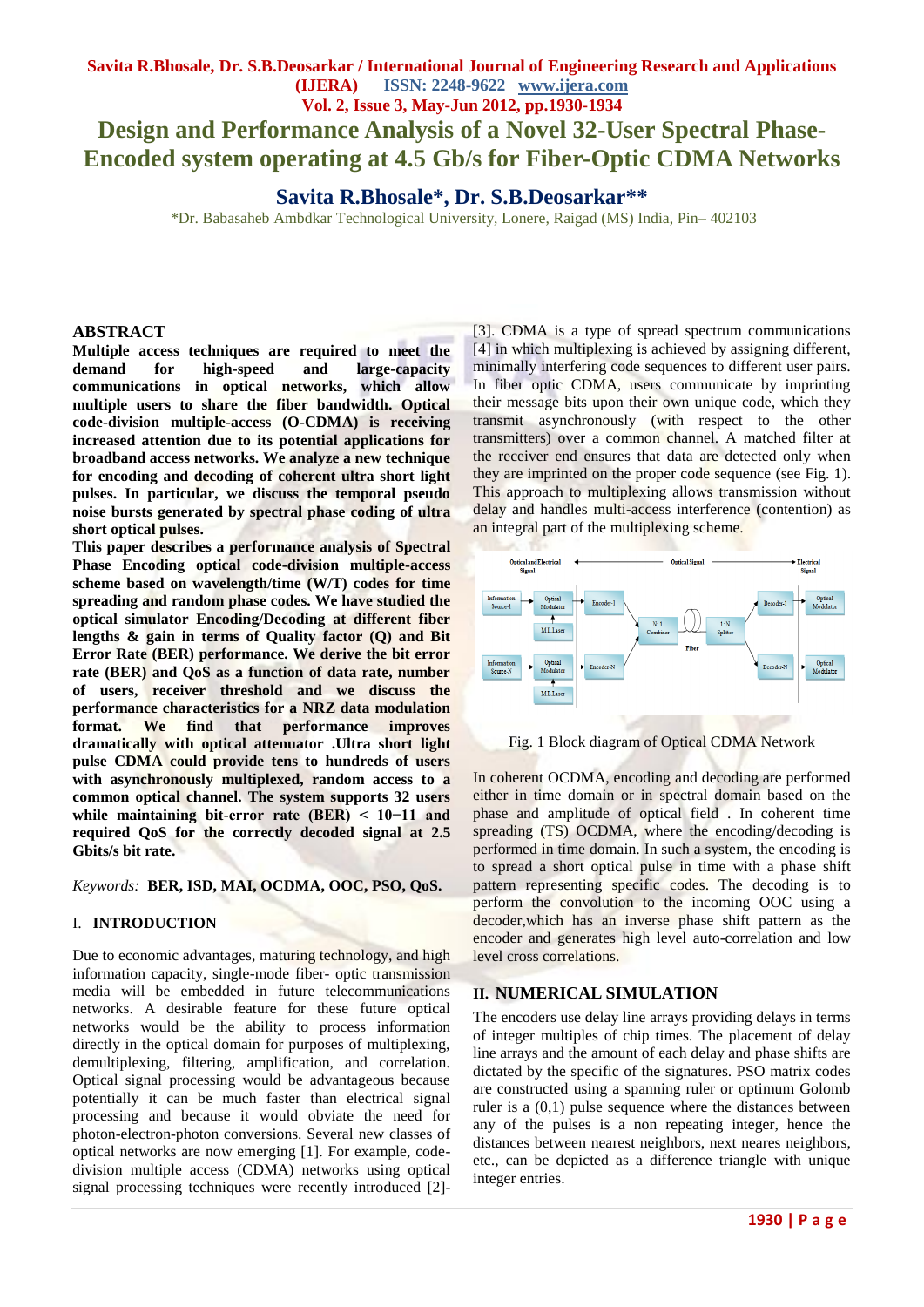# Design and Performance Analysis of a Novel 32-User Spectral Phase-Encoded system operating at 4.5 Gb/s for Fiber-Optic CDMA Networks

## Savita R.Bhosale*, Dr. S.B.Deosarkar**

*Dr. Babasaheb Ambdkar Technological University, Lonere, Raigad (MS) India, Pin– 402103

### ABSTRACT

**Multiple access techniques are required to meet the demand for high-speed and large-capacity communications in optical networks, which allow multiple users to share the fiber bandwidth. Optical code-division multiple-access (O-CDMA) is receiving increased attention due to its potential applications for broadband access networks. We analyze a new technique for encoding and decoding of coherent ultra short light pulses. In particular, we discuss the temporal pseudo noise bursts generated by spectral phase coding of ultra short optical pulses.**

**This paper describes a performance analysis of Spectral Phase Encoding optical code-division multiple-access scheme based on wavelength/time (W/T) codes for time spreading and random phase codes. We have studied the optical simulator Encoding/Decoding at different fiber lengths & gain in terms of Quality factor (Q) and Bit Error Rate (BER) performance. We derive the bit error rate (BER) and QoS as a function of data rate, number of users, receiver threshold and we discuss the performance characteristics for a NRZ data modulation format. We find that performance improves dramatically with optical attenuator .Ultra short light pulse CDMA could provide tens to hundreds of users with asynchronously multiplexed, random access to a common optical channel. The system supports 32 users while maintaining bit-error rate (BER) < 10−11 and required QoS for the correctly decoded signal at 2.5 Gbits/s bit rate.**

*Keywords:* **BER, ISD, MAI, OCDMA, OOC, PSO, QoS.**

## I. INTRODUCTION

Due to economic advantages, maturing technology, and high information capacity, single-mode fiber- optic transmission media will be embedded in future telecommunications networks. A desirable feature for these future optical networks would be the ability to process information directly in the optical domain for purposes of multiplexing, demultiplexing, filtering, amplification, and correlation. Optical signal processing would be advantageous because potentially it can be much faster than electrical signal processing and because it would obviate the need for photon-electron-photon conversions. Several new classes of optical networks are now emerging [1]. For example, code-division multiple access (CDMA) networks using optical signal processing techniques were recently introduced [2]-[3]. CDMA is a type of spread spectrum communications [4] in which multiplexing is achieved by assigning different, minimally interfering code sequences to different user pairs. In fiber optic CDMA, users communicate by imprinting their message bits upon their own unique code, which they transmit asynchronously (with respect to the other transmitters) over a common channel. A matched filter at the receiver end ensures that data are detected only when they are imprinted on the proper code sequence (see Fig. 1). This approach to multiplexing allows transmission without delay and handles multi-access interference (contention) as an integral part of the multiplexing scheme.

Fig. 1 Block diagram of Optical CDMA Network

In coherent OCDMA, encoding and decoding are performed either in time domain or in spectral domain based on the phase and amplitude of optical field . In coherent time spreading (TS) OCDMA, where the encoding/decoding is performed in time domain. In such a system, the encoding is to spread a short optical pulse in time with a phase shift pattern representing specific codes. The decoding is to perform the convolution to the incoming OOC using a decoder,which has an inverse phase shift pattern as the encoder and generates high level auto-correlation and low level cross correlations.

## II. NUMERICAL SIMULATION

The encoders use delay line arrays providing delays in terms of integer multiples of chip times. The placement of delay line arrays and the amount of each delay and phase shifts are dictated by the specific of the signatures. PSO matrix codes are constructed using a spanning ruler or optimum Golomb ruler is a (0,1) pulse sequence where the distances between any of the pulses is a non repeating integer, hence the distances between nearest neighbors, next neares neighbors, etc., can be depicted as a difference triangle with unique integer entries.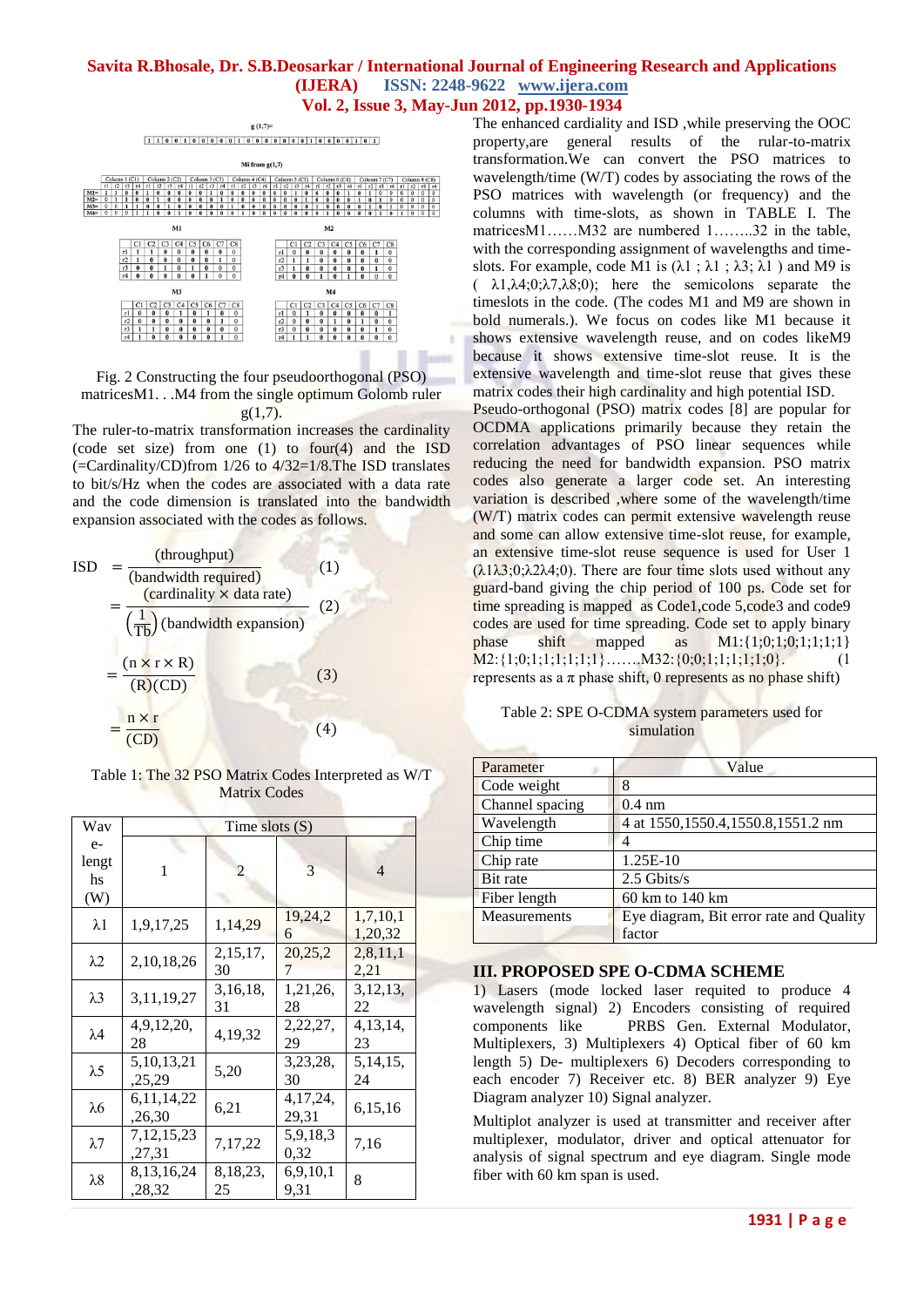Fig. 2 Constructing the four pseudoorthogonal (PSO) matricesM1. . .M4 from the single optimum Golomb ruler g(1,7).

The ruler-to-matrix transformation increases the cardinality (code set size) from one (1) to four(4) and the ISD (=Cardinality/CD)from 1/26 to 4/32=1/8.The ISD translates to bit/s/Hz when the codes are associated with a data rate and the code dimension is translated into the bandwidth expansion associated with the codes as follows.

$$\text{ISD} = \frac{(\text{throughput})}{(\text{bandwidth required})} \quad (1)$$

$$= \frac{(\text{cardinality} \times \text{data rate})}{\left(\frac{1}{\text{Tb}}\right)(\text{bandwidth expansion})} \quad (2)$$

$$= \frac{(\text{n} \times \text{r} \times \text{R})}{(\text{R})(\text{CD})} \quad (3)$$

$$= \frac{\text{n} \times \text{r}}{(\text{CD})} \quad (4)$$

Table 1: The 32 PSO Matrix Codes Interpreted as W/T Matrix Codes

| Wave-lengths (W) | Time slots (S) | | | |
|---|---|---|---|---|
| | 1 | 2 | 3 | 4 |
| λ1 | 1,9,17,25 | 1,14,29 | 19,24,26 | 1,7,10,11,20,32 |
| λ2 | 2,10,18,26 | 2,15,17,30 | 20,25,27 | 2,8,11,12,21 |
| λ3 | 3,11,19,27 | 3,16,18,31 | 1,21,26,28 | 3,12,13,22 |
| λ4 | 4,9,12,20,28 | 4,19,32 | 2,22,27,29 | 4,13,14,23 |
| λ5 | 5,10,13,21,25,29 | 5,20 | 3,23,28,30 | 5,14,15,24 |
| λ6 | 6,11,14,22,26,30 | 6,21 | 4,17,24,29,31 | 6,15,16 |
| λ7 | 7,12,15,23,27,31 | 7,17,22 | 5,9,18,30,32 | 7,16 |
| λ8 | 8,13,16,24,28,32 | 8,18,23,25 | 6,9,10,19,31 | 8 |

The enhanced cardiality and ISD ,while preserving the OOC property,are general results of the rular-to-matrix transformation.We can convert the PSO matrices to wavelength/time (W/T) codes by associating the rows of the PSO matrices with wavelength (or frequency) and the columns with time-slots, as shown in TABLE I. The matricesM1……M32 are numbered 1……..32 in the table, with the corresponding assignment of wavelengths and time-slots. For example, code M1 is (λ1 ; λ1 ; λ3; λ1 ) and M9 is ( λ1,λ4;0;λ7,λ8;0); here the semicolons separate the timeslots in the code. (The codes M1 and M9 are shown in bold numerals.). We focus on codes like M1 because it shows extensive wavelength reuse, and on codes likeM9 because it shows extensive time-slot reuse. It is the extensive wavelength and time-slot reuse that gives these matrix codes their high cardinality and high potential ISD.

Pseudo-orthogonal (PSO) matrix codes [8] are popular for OCDMA applications primarily because they retain the correlation advantages of PSO linear sequences while reducing the need for bandwidth expansion. PSO matrix codes also generate a larger code set. An interesting variation is described ,where some of the wavelength/time (W/T) matrix codes can permit extensive wavelength reuse and some can allow extensive time-slot reuse, for example, an extensive time-slot reuse sequence is used for User 1 (λ1λ3;0;λ2λ4;0). There are four time slots used without any guard-band giving the chip period of 100 ps. Code set for time spreading is mapped as Code1,code 5,code3 and code9 codes are used for time spreading. Code set to apply binary phase shift mapped as M1:{1;0;1;0;1;1;1;1} M2:{1;0;1;1;1;1;1;1}…….M32:{0;0;1;1;1;1;1;0}. (1 represents as a π phase shift, 0 represents as no phase shift)

Table 2: SPE O-CDMA system parameters used for simulation

| Parameter | Value |
|---|---|
| Code weight | 8 |
| Channel spacing | 0.4 nm |
| Wavelength | 4 at 1550,1550.4,1550.8,1551.2 nm |
| Chip time | 4 |
| Chip rate | 1.25E-10 |
| Bit rate | 2.5 Gbits/s |
| Fiber length | 60 km to 140 km |
| Measurements | Eye diagram, Bit error rate and Quality factor |

## III. PROPOSED SPE O-CDMA SCHEME

1) Lasers (mode locked laser requited to produce 4 wavelength signal) 2) Encoders consisting of required components like PRBS Gen. External Modulator, Multiplexers, 3) Multiplexers 4) Optical fiber of 60 km length 5) De- multiplexers 6) Decoders corresponding to each encoder 7) Receiver etc. 8) BER analyzer 9) Eye Diagram analyzer 10) Signal analyzer.

Multiplot analyzer is used at transmitter and receiver after multiplexer, modulator, driver and optical attenuator for analysis of signal spectrum and eye diagram. Single mode fiber with 60 km span is used.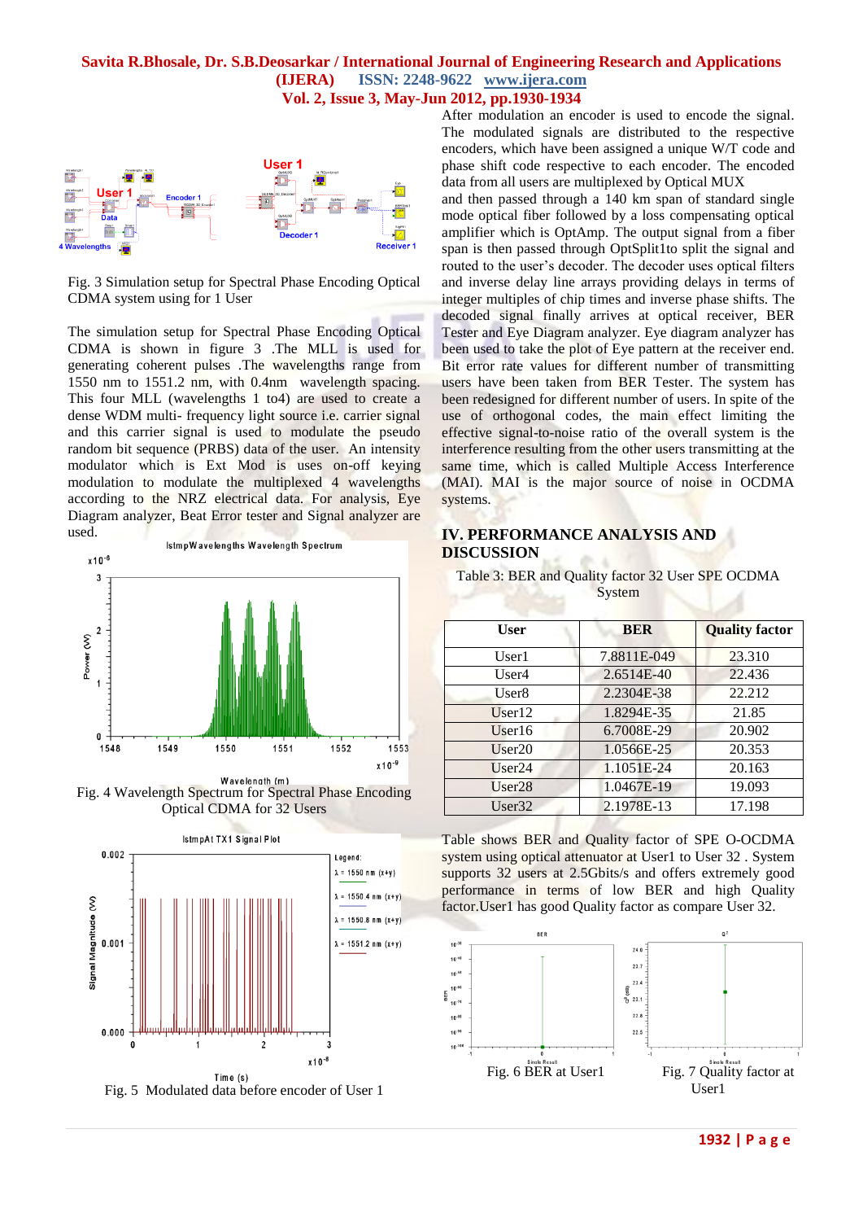Fig. 3 Simulation setup for Spectral Phase Encoding Optical CDMA system using for 1 User

The simulation setup for Spectral Phase Encoding Optical CDMA is shown in figure 3 .The MLL is used for generating coherent pulses .The wavelengths range from 1550 nm to 1551.2 nm, with 0.4nm wavelength spacing. This four MLL (wavelengths 1 to4) are used to create a dense WDM multi- frequency light source i.e. carrier signal and this carrier signal is used to modulate the pseudo random bit sequence (PRBS) data of the user. An intensity modulator which is Ext Mod is uses on-off keying modulation to modulate the multiplexed 4 wavelengths according to the NRZ electrical data. For analysis, Eye Diagram analyzer, Beat Error tester and Signal analyzer are used.

Fig. 4 Wavelength Spectrum for Spectral Phase Encoding Optical CDMA for 32 Users

Fig. 5 Modulated data before encoder of User 1

After modulation an encoder is used to encode the signal. The modulated signals are distributed to the respective encoders, which have been assigned a unique W/T code and phase shift code respective to each encoder. The encoded data from all users are multiplexed by Optical MUX and then passed through a 140 km span of standard single mode optical fiber followed by a loss compensating optical amplifier which is OptAmp. The output signal from a fiber span is then passed through OptSplit1to split the signal and routed to the user's decoder. The decoder uses optical filters and inverse delay line arrays providing delays in terms of integer multiples of chip times and inverse phase shifts. The decoded signal finally arrives at optical receiver, BER Tester and Eye Diagram analyzer. Eye diagram analyzer has been used to take the plot of Eye pattern at the receiver end. Bit error rate values for different number of transmitting users have been taken from BER Tester. The system has been redesigned for different number of users. In spite of the use of orthogonal codes, the main effect limiting the effective signal-to-noise ratio of the overall system is the interference resulting from the other users transmitting at the same time, which is called Multiple Access Interference (MAI). MAI is the major source of noise in OCDMA systems.

## IV. PERFORMANCE ANALYSIS AND DISCUSSION

Table 3: BER and Quality factor 32 User SPE OCDMA System

| User | BER | Quality factor |
|---|---|---|
| User1 | 7.8811E-049 | 23.310 |
| User4 | 2.6514E-40 | 22.436 |
| User8 | 2.2304E-38 | 22.212 |
| User12 | 1.8294E-35 | 21.85 |
| User16 | 6.7008E-29 | 20.902 |
| User20 | 1.0566E-25 | 20.353 |
| User24 | 1.1051E-24 | 20.163 |
| User28 | 1.0467E-19 | 19.093 |
| User32 | 2.1978E-13 | 17.198 |

Table shows BER and Quality factor of SPE O-OCDMA system using optical attenuator at User1 to User 32 . System supports 32 users at 2.5Gbits/s and offers extremely good performance in terms of low BER and high Quality factor.User1 has good Quality factor as compare User 32.

Fig. 6 BER at User1

Fig. 7 Quality factor at User1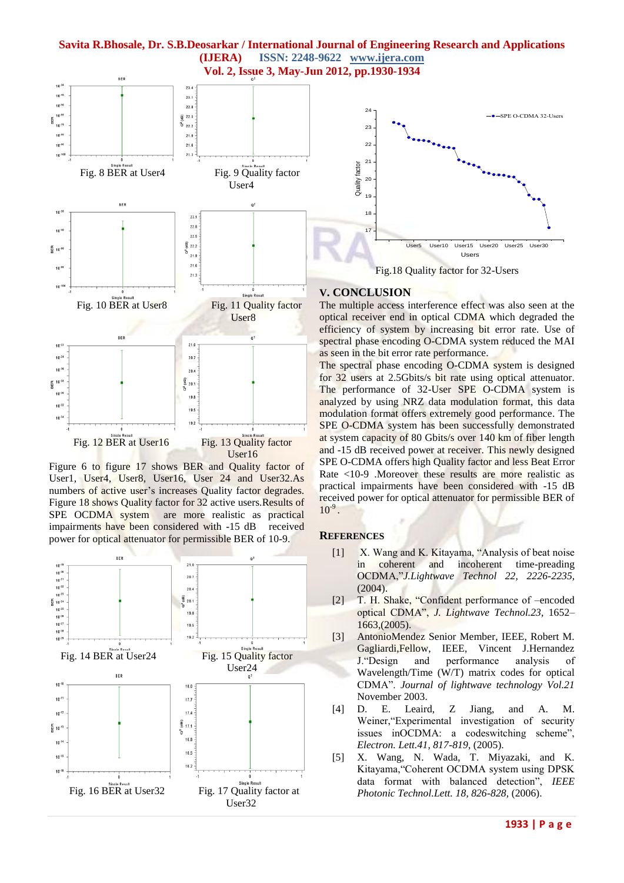Fig. 8 BER at User4

Fig. 9 Quality factor User4

Fig. 10 BER at User8

Fig. 11 Quality factor User8

Fig. 12 BER at User16

Fig. 13 Quality factor User16

Figure 6 to figure 17 shows BER and Quality factor of User1, User4, User8, User16, User 24 and User32.As numbers of active user's increases Quality factor degrades. Figure 18 shows Quality factor for 32 active users.Results of SPE OCDMA system are more realistic as practical impairments have been considered with -15 dB received power for optical attenuator for permissible BER of 10-9.

Fig. 14 BER at User24

Fig. 15 Quality factor User24

Fig. 16 BER at User32

Fig. 17 Quality factor at User32

Fig.18 Quality factor for 32-Users

## V. CONCLUSION

The multiple access interference effect was also seen at the optical receiver end in optical CDMA which degraded the efficiency of system by increasing bit error rate. Use of spectral phase encoding O-CDMA system reduced the MAI as seen in the bit error rate performance.

The spectral phase encoding O-CDMA system is designed for 32 users at 2.5Gbits/s bit rate using optical attenuator. The performance of 32-User SPE O-CDMA system is analyzed by using NRZ data modulation format, this data modulation format offers extremely good performance. The SPE O-CDMA system has been successfully demonstrated at system capacity of 80 Gbits/s over 140 km of fiber length and -15 dB received power at receiver. This newly designed SPE O-CDMA offers high Quality factor and less Beat Error Rate <10-9 .Moreover these results are more realistic as practical impairments have been considered with -15 dB received power for optical attenuator for permissible BER of $10^{-9}$.

## REFERENCES

[1] X. Wang and K. Kitayama, "Analysis of beat noise in coherent and incoherent time-preading OCDMA,"*J.Lightwave Technol 22, 2226-2235,* (2004).

[2] T. H. Shake, "Confident performance of –encoded optical CDMA", *J. Lightwave Technol.23,* 1652–1663,(2005).

[3] AntonioMendez Senior Member, IEEE, Robert M. Gagliardi,Fellow, IEEE, Vincent J.Hernandez J."Design and performance analysis of Wavelength/Time (W/T) matrix codes for optical CDMA". *Journal of lightwave technology Vol.21* November 2003.

[4] D. E. Leaird, Z Jiang, and A. M. Weiner,"Experimental investigation of security issues inOCDMA: a codeswitching scheme", *Electron. Lett.41, 817-819,* (2005).

[5] X. Wang, N. Wada, T. Miyazaki, and K. Kitayama,"Coherent OCDMA system using DPSK data format with balanced detection", *IEEE Photonic Technol.Lett. 18, 826-828,* (2006).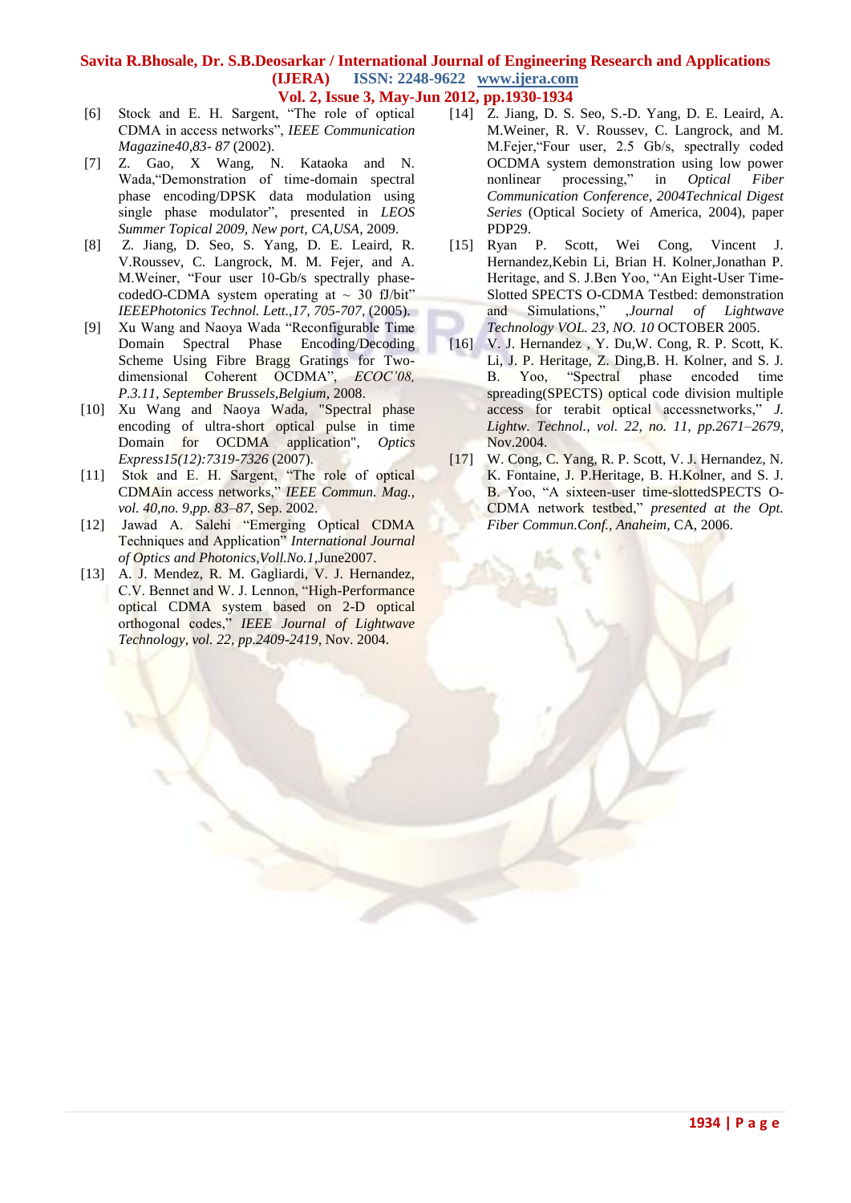[6] Stock and E. H. Sargent, "The role of optical CDMA in access networks", *IEEE Communication Magazine40,83- 87* (2002).

[7] Z. Gao, X Wang, N. Kataoka and N. Wada,"Demonstration of time-domain spectral phase encoding/DPSK data modulation using single phase modulator", presented in *LEOS Summer Topical 2009, New port, CA,USA*, 2009.

[8] Z. Jiang, D. Seo, S. Yang, D. E. Leaird, R. V.Roussev, C. Langrock, M. M. Fejer, and A. M.Weiner, "Four user 10-Gb/s spectrally phase-codedO-CDMA system operating at ~ 30 fJ/bit" *IEEEPhotonics Technol. Lett.,17, 705-707,* (2005).

[9] Xu Wang and Naoya Wada "Reconfigurable Time Domain Spectral Phase Encoding/Decoding Scheme Using Fibre Bragg Gratings for Two-dimensional Coherent OCDMA", *ECOC'08, P.3.11, September Brussels,Belgium,* 2008.

[10] Xu Wang and Naoya Wada, "Spectral phase encoding of ultra-short optical pulse in time Domain for OCDMA application", *Optics Express15(12):7319-7326* (2007).

[11] Stok and E. H. Sargent, "The role of optical CDMAin access networks," *IEEE Commun. Mag., vol. 40,no. 9,pp. 83–87,* Sep. 2002.

[12] Jawad A. Salehi "Emerging Optical CDMA Techniques and Application" *International Journal of Optics and Photonics,Voll.No.1,*June2007.

[13] A. J. Mendez, R. M. Gagliardi, V. J. Hernandez, C.V. Bennet and W. J. Lennon, "High-Performance optical CDMA system based on 2-D optical orthogonal codes," *IEEE Journal of Lightwave Technology, vol. 22, pp.2409-2419,* Nov. 2004.

[14] Z. Jiang, D. S. Seo, S.-D. Yang, D. E. Leaird, A. M.Weiner, R. V. Roussev, C. Langrock, and M. M.Fejer,"Four user, 2.5 Gb/s, spectrally coded OCDMA system demonstration using low power nonlinear processing," in *Optical Fiber Communication Conference, 2004Technical Digest Series* (Optical Society of America, 2004), paper PDP29.

[15] Ryan P. Scott, Wei Cong, Vincent J. Hernandez,Kebin Li, Brian H. Kolner,Jonathan P. Heritage, and S. J.Ben Yoo, "An Eight-User Time-Slotted SPECTS O-CDMA Testbed: demonstration and Simulations," ,*Journal of Lightwave Technology VOL. 23, NO. 10* OCTOBER 2005.

[16] V. J. Hernandez , Y. Du,W. Cong, R. P. Scott, K. Li, J. P. Heritage, Z. Ding,B. H. Kolner, and S. J. B. Yoo, "Spectral phase encoded time spreading(SPECTS) optical code division multiple access for terabit optical accessnetworks," *J. Lightw. Technol., vol. 22, no. 11, pp.2671–2679,* Nov.2004.

[17] W. Cong, C. Yang, R. P. Scott, V. J. Hernandez, N. K. Fontaine, J. P.Heritage, B. H.Kolner, and S. J. B. Yoo, "A sixteen-user time-slottedSPECTS O-CDMA network testbed," *presented at the Opt. Fiber Commun.Conf., Anaheim*, CA, 2006.